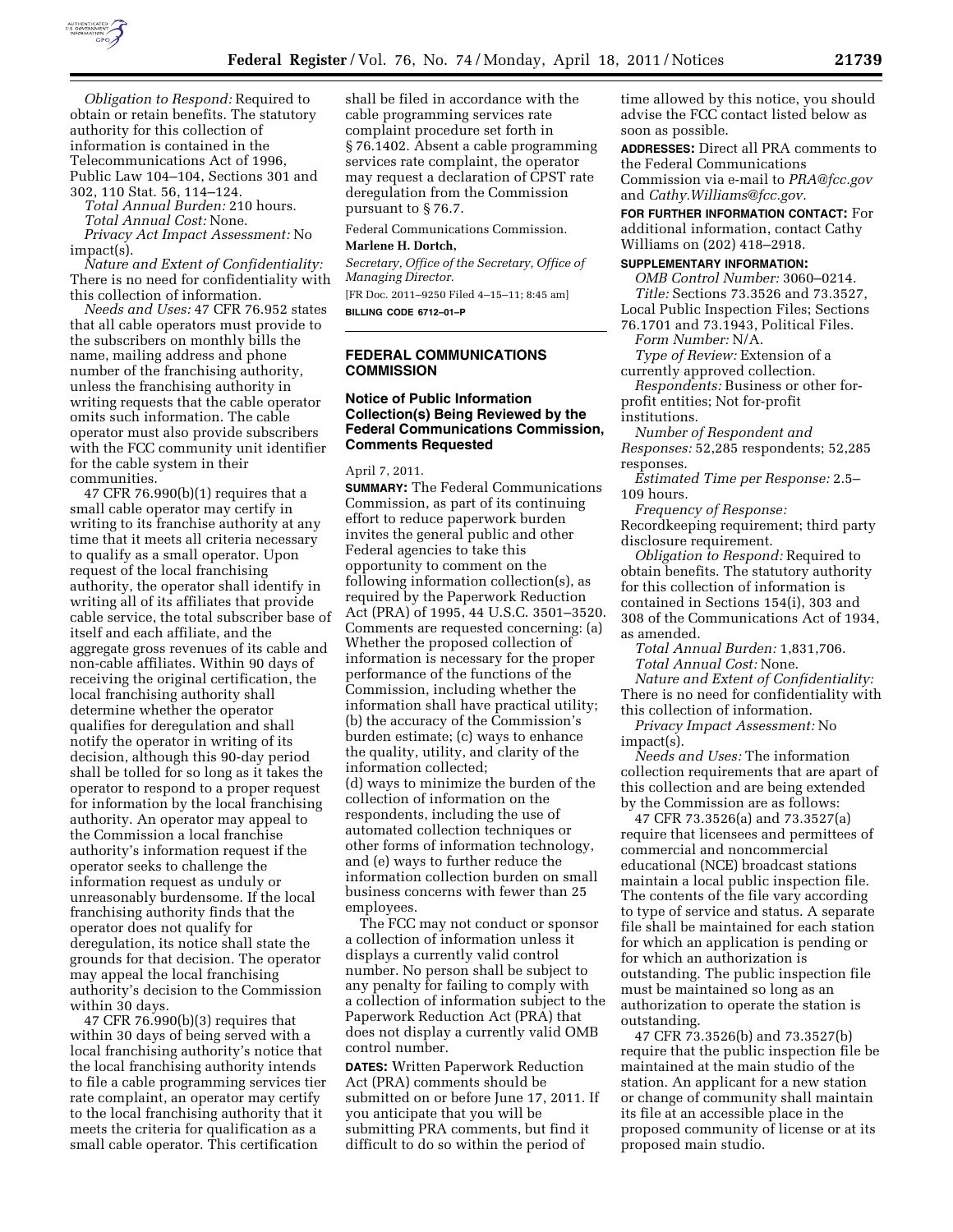*Obligation to Respond:* Required to obtain or retain benefits. The statutory authority for this collection of information is contained in the Telecommunications Act of 1996, Public Law 104–104, Sections 301 and 302, 110 Stat. 56, 114–124.

*Total Annual Burden:* 210 hours.

*Total Annual Cost:* None.

*Privacy Act Impact Assessment:* No impact(s).

*Nature and Extent of Confidentiality:* There is no need for confidentiality with this collection of information.

*Needs and Uses:* 47 CFR 76.952 states that all cable operators must provide to the subscribers on monthly bills the name, mailing address and phone number of the franchising authority, unless the franchising authority in writing requests that the cable operator omits such information. The cable operator must also provide subscribers with the FCC community unit identifier for the cable system in their communities.

47 CFR 76.990(b)(1) requires that a small cable operator may certify in writing to its franchise authority at any time that it meets all criteria necessary to qualify as a small operator. Upon request of the local franchising authority, the operator shall identify in writing all of its affiliates that provide cable service, the total subscriber base of itself and each affiliate, and the aggregate gross revenues of its cable and non-cable affiliates. Within 90 days of receiving the original certification, the local franchising authority shall determine whether the operator qualifies for deregulation and shall notify the operator in writing of its decision, although this 90-day period shall be tolled for so long as it takes the operator to respond to a proper request for information by the local franchising authority. An operator may appeal to the Commission a local franchise authority's information request if the operator seeks to challenge the information request as unduly or unreasonably burdensome. If the local franchising authority finds that the operator does not qualify for deregulation, its notice shall state the grounds for that decision. The operator may appeal the local franchising authority's decision to the Commission within 30 days.

47 CFR 76.990(b)(3) requires that within 30 days of being served with a local franchising authority's notice that the local franchising authority intends to file a cable programming services tier rate complaint, an operator may certify to the local franchising authority that it meets the criteria for qualification as a small cable operator. This certification shall be filed in accordance with the cable programming services rate complaint procedure set forth in § 76.1402. Absent a cable programming services rate complaint, the operator may request a declaration of CPST rate deregulation from the Commission pursuant to § 76.7.

Federal Communications Commission.

**Marlene H. Dortch,**

*Secretary, Office of the Secretary, Office of Managing Director.*

[FR Doc. 2011–9250 Filed 4–15–11; 8:45 am]

**BILLING CODE 6712–01–P**

---

## FEDERAL COMMUNICATIONS COMMISSION

### Notice of Public Information Collection(s) Being Reviewed by the Federal Communications Commission, Comments Requested

April 7, 2011.

**SUMMARY:** The Federal Communications Commission, as part of its continuing effort to reduce paperwork burden invites the general public and other Federal agencies to take this opportunity to comment on the following information collection(s), as required by the Paperwork Reduction Act (PRA) of 1995, 44 U.S.C. 3501–3520. Comments are requested concerning: (a) Whether the proposed collection of information is necessary for the proper performance of the functions of the Commission, including whether the information shall have practical utility; (b) the accuracy of the Commission's burden estimate; (c) ways to enhance the quality, utility, and clarity of the information collected; (d) ways to minimize the burden of the collection of information on the respondents, including the use of automated collection techniques or other forms of information technology, and (e) ways to further reduce the information collection burden on small business concerns with fewer than 25 employees.

The FCC may not conduct or sponsor a collection of information unless it displays a currently valid control number. No person shall be subject to any penalty for failing to comply with a collection of information subject to the Paperwork Reduction Act (PRA) that does not display a currently valid OMB control number.

**DATES:** Written Paperwork Reduction Act (PRA) comments should be submitted on or before June 17, 2011. If you anticipate that you will be submitting PRA comments, but find it difficult to do so within the period of time allowed by this notice, you should advise the FCC contact listed below as soon as possible.

**ADDRESSES:** Direct all PRA comments to the Federal Communications Commission via e-mail to *PRA@fcc.gov* and *Cathy.Williams@fcc.gov.*

**FOR FURTHER INFORMATION CONTACT:** For additional information, contact Cathy Williams on (202) 418–2918.

**SUPPLEMENTARY INFORMATION:**

*OMB Control Number:* 3060–0214.

*Title:* Sections 73.3526 and 73.3527, Local Public Inspection Files; Sections 76.1701 and 73.1943, Political Files.

*Form Number:* N/A.

*Type of Review:* Extension of a currently approved collection.

*Respondents:* Business or other for-profit entities; Not for-profit institutions.

*Number of Respondent and Responses:* 52,285 respondents; 52,285 responses.

*Estimated Time per Response:* 2.5–109 hours.

*Frequency of Response:* Recordkeeping requirement; third party disclosure requirement.

*Obligation to Respond:* Required to obtain benefits. The statutory authority for this collection of information is contained in Sections 154(i), 303 and 308 of the Communications Act of 1934, as amended.

*Total Annual Burden:* 1,831,706.

*Total Annual Cost:* None.

*Nature and Extent of Confidentiality:* There is no need for confidentiality with this collection of information.

*Privacy Impact Assessment:* No impact(s).

*Needs and Uses:* The information collection requirements that are apart of this collection and are being extended by the Commission are as follows:

47 CFR 73.3526(a) and 73.3527(a) require that licensees and permittees of commercial and noncommercial educational (NCE) broadcast stations maintain a local public inspection file. The contents of the file vary according to type of service and status. A separate file shall be maintained for each station for which an application is pending or for which an authorization is outstanding. The public inspection file must be maintained so long as an authorization to operate the station is outstanding.

47 CFR 73.3526(b) and 73.3527(b) require that the public inspection file be maintained at the main studio of the station. An applicant for a new station or change of community shall maintain its file at an accessible place in the proposed community of license or at its proposed main studio.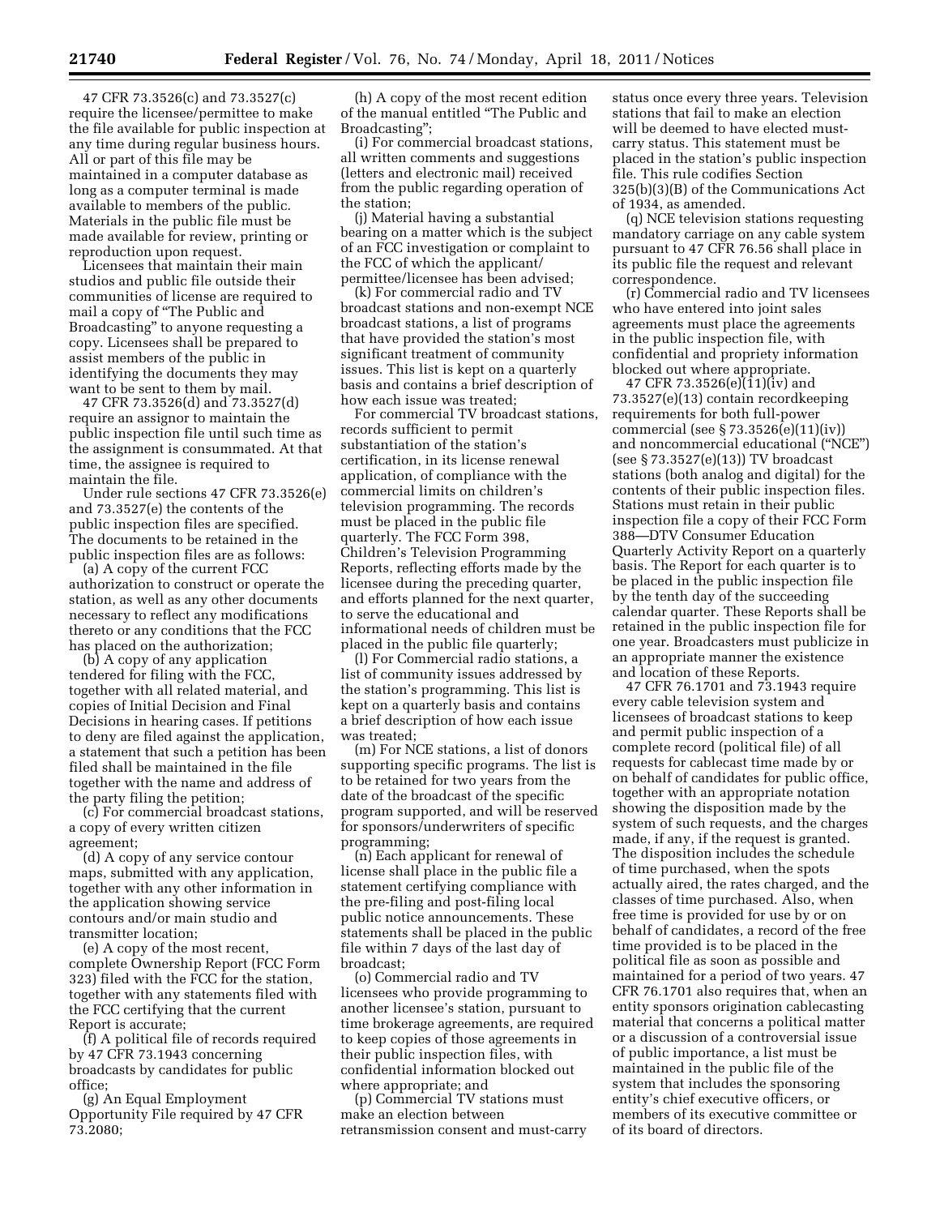47 CFR 73.3526(c) and 73.3527(c) require the licensee/permittee to make the file available for public inspection at any time during regular business hours. All or part of this file may be maintained in a computer database as long as a computer terminal is made available to members of the public. Materials in the public file must be made available for review, printing or reproduction upon request.

Licensees that maintain their main studios and public file outside their communities of license are required to mail a copy of "The Public and Broadcasting" to anyone requesting a copy. Licensees shall be prepared to assist members of the public in identifying the documents they may want to be sent to them by mail.

47 CFR 73.3526(d) and 73.3527(d) require an assignor to maintain the public inspection file until such time as the assignment is consummated. At that time, the assignee is required to maintain the file.

Under rule sections 47 CFR 73.3526(e) and 73.3527(e) the contents of the public inspection files are specified. The documents to be retained in the public inspection files are as follows:

(a) A copy of the current FCC authorization to construct or operate the station, as well as any other documents necessary to reflect any modifications thereto or any conditions that the FCC has placed on the authorization;

(b) A copy of any application tendered for filing with the FCC, together with all related material, and copies of Initial Decision and Final Decisions in hearing cases. If petitions to deny are filed against the application, a statement that such a petition has been filed shall be maintained in the file together with the name and address of the party filing the petition;

(c) For commercial broadcast stations, a copy of every written citizen agreement;

(d) A copy of any service contour maps, submitted with any application, together with any other information in the application showing service contours and/or main studio and transmitter location;

(e) A copy of the most recent, complete Ownership Report (FCC Form 323) filed with the FCC for the station, together with any statements filed with the FCC certifying that the current Report is accurate;

(f) A political file of records required by 47 CFR 73.1943 concerning broadcasts by candidates for public office;

(g) An Equal Employment Opportunity File required by 47 CFR 73.2080;

(h) A copy of the most recent edition of the manual entitled "The Public and Broadcasting";

(i) For commercial broadcast stations, all written comments and suggestions (letters and electronic mail) received from the public regarding operation of the station;

(j) Material having a substantial bearing on a matter which is the subject of an FCC investigation or complaint to the FCC of which the applicant/permittee/licensee has been advised;

(k) For commercial radio and TV broadcast stations and non-exempt NCE broadcast stations, a list of programs that have provided the station's most significant treatment of community issues. This list is kept on a quarterly basis and contains a brief description of how each issue was treated;

For commercial TV broadcast stations, records sufficient to permit substantiation of the station's certification, in its license renewal application, of compliance with the commercial limits on children's television programming. The records must be placed in the public file quarterly. The FCC Form 398, Children's Television Programming Reports, reflecting efforts made by the licensee during the preceding quarter, and efforts planned for the next quarter, to serve the educational and informational needs of children must be placed in the public file quarterly;

(l) For Commercial radio stations, a list of community issues addressed by the station's programming. This list is kept on a quarterly basis and contains a brief description of how each issue was treated;

(m) For NCE stations, a list of donors supporting specific programs. The list is to be retained for two years from the date of the broadcast of the specific program supported, and will be reserved for sponsors/underwriters of specific programming;

(n) Each applicant for renewal of license shall place in the public file a statement certifying compliance with the pre-filing and post-filing local public notice announcements. These statements shall be placed in the public file within 7 days of the last day of broadcast;

(o) Commercial radio and TV licensees who provide programming to another licensee's station, pursuant to time brokerage agreements, are required to keep copies of those agreements in their public inspection files, with confidential information blocked out where appropriate; and

(p) Commercial TV stations must make an election between retransmission consent and must-carry status once every three years. Television stations that fail to make an election will be deemed to have elected must-carry status. This statement must be placed in the station's public inspection file. This rule codifies Section 325(b)(3)(B) of the Communications Act of 1934, as amended.

(q) NCE television stations requesting mandatory carriage on any cable system pursuant to 47 CFR 76.56 shall place in its public file the request and relevant correspondence.

(r) Commercial radio and TV licensees who have entered into joint sales agreements must place the agreements in the public inspection file, with confidential and propriety information blocked out where appropriate.

47 CFR 73.3526(e)(11)(iv) and 73.3527(e)(13) contain recordkeeping requirements for both full-power commercial (see § 73.3526(e)(11)(iv)) and noncommercial educational ("NCE") (see § 73.3527(e)(13)) TV broadcast stations (both analog and digital) for the contents of their public inspection files. Stations must retain in their public inspection file a copy of their FCC Form 388—DTV Consumer Education Quarterly Activity Report on a quarterly basis. The Report for each quarter is to be placed in the public inspection file by the tenth day of the succeeding calendar quarter. These Reports shall be retained in the public inspection file for one year. Broadcasters must publicize in an appropriate manner the existence and location of these Reports.

47 CFR 76.1701 and 73.1943 require every cable television system and licensees of broadcast stations to keep and permit public inspection of a complete record (political file) of all requests for cablecast time made by or on behalf of candidates for public office, together with an appropriate notation showing the disposition made by the system of such requests, and the charges made, if any, if the request is granted. The disposition includes the schedule of time purchased, when the spots actually aired, the rates charged, and the classes of time purchased. Also, when free time is provided for use by or on behalf of candidates, a record of the free time provided is to be placed in the political file as soon as possible and maintained for a period of two years. 47 CFR 76.1701 also requires that, when an entity sponsors origination cablecasting material that concerns a political matter or a discussion of a controversial issue of public importance, a list must be maintained in the public file of the system that includes the sponsoring entity's chief executive officers, or members of its executive committee or of its board of directors.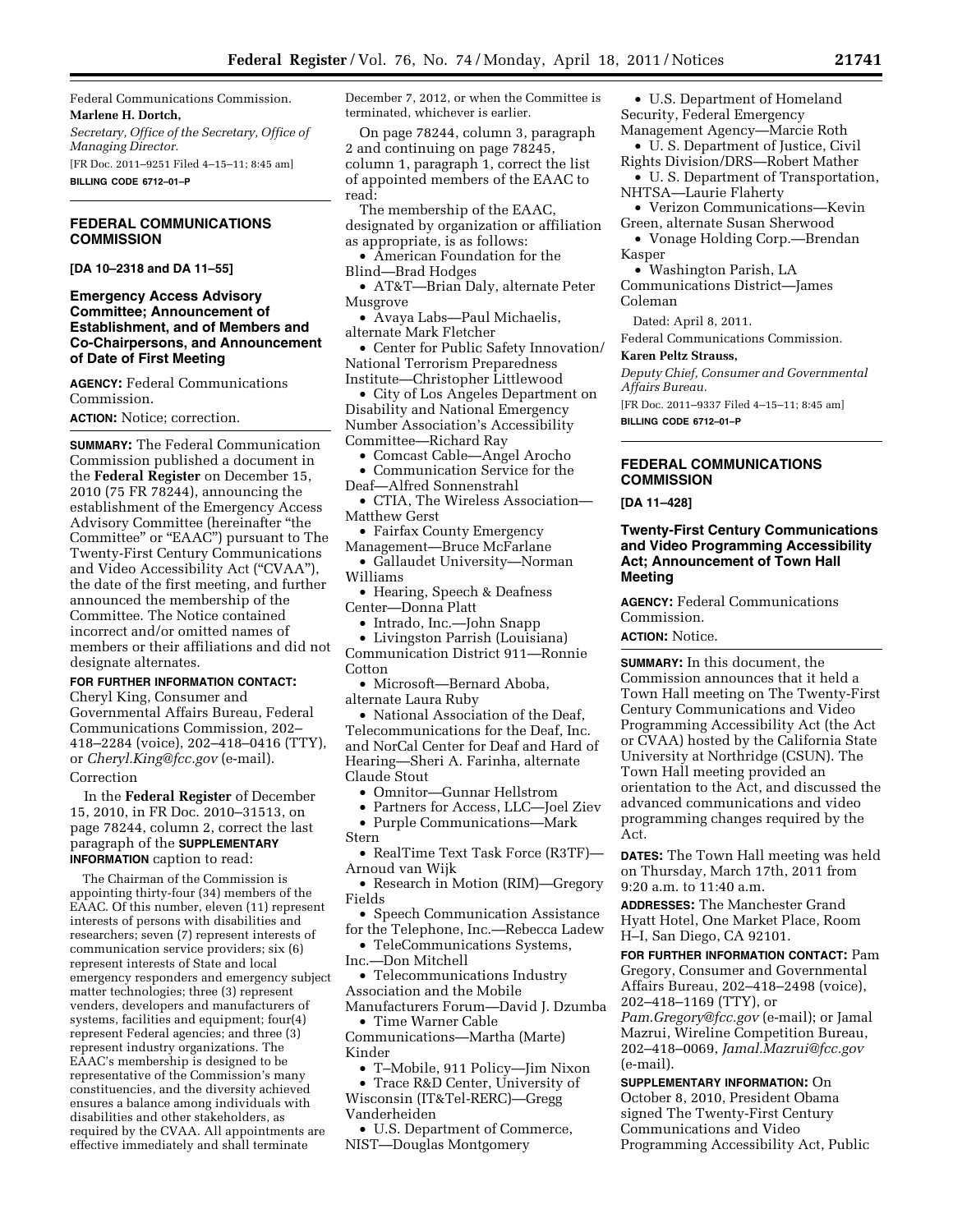Federal Communications Commission.

**Marlene H. Dortch,**

*Secretary, Office of the Secretary, Office of Managing Director.*

[FR Doc. 2011–9251 Filed 4–15–11; 8:45 am]

**BILLING CODE 6712–01–P**

## FEDERAL COMMUNICATIONS COMMISSION

**[DA 10–2318 and DA 11–55]**

### Emergency Access Advisory Committee; Announcement of Establishment, and of Members and Co-Chairpersons, and Announcement of Date of First Meeting

**AGENCY:** Federal Communications Commission.

**ACTION:** Notice; correction.

**SUMMARY:** The Federal Communication Commission published a document in the **Federal Register** on December 15, 2010 (75 FR 78244), announcing the establishment of the Emergency Access Advisory Committee (hereinafter "the Committee" or "EAAC") pursuant to The Twenty-First Century Communications and Video Accessibility Act ("CVAA"), the date of the first meeting, and further announced the membership of the Committee. The Notice contained incorrect and/or omitted names of members or their affiliations and did not designate alternates.

**FOR FURTHER INFORMATION CONTACT:** Cheryl King, Consumer and Governmental Affairs Bureau, Federal Communications Commission, 202–418–2284 (voice), 202–418–0416 (TTY), or *Cheryl.King@fcc.gov* (e-mail).

Correction

In the **Federal Register** of December 15, 2010, in FR Doc. 2010–31513, on page 78244, column 2, correct the last paragraph of the **SUPPLEMENTARY INFORMATION** caption to read:

The Chairman of the Commission is appointing thirty-four (34) members of the EAAC. Of this number, eleven (11) represent interests of persons with disabilities and researchers; seven (7) represent interests of communication service providers; six (6) represent interests of State and local emergency responders and emergency subject matter technologies; three (3) represent venders, developers and manufacturers of systems, facilities and equipment; four(4) represent Federal agencies; and three (3) represent industry organizations. The EAAC's membership is designed to be representative of the Commission's many constituencies, and the diversity achieved ensures a balance among individuals with disabilities and other stakeholders, as required by the CVAA. All appointments are effective immediately and shall terminate December 7, 2012, or when the Committee is terminated, whichever is earlier.

On page 78244, column 3, paragraph 2 and continuing on page 78245, column 1, paragraph 1, correct the list of appointed members of the EAAC to read:

The membership of the EAAC, designated by organization or affiliation as appropriate, is as follows:

- American Foundation for the Blind—Brad Hodges
- AT&T—Brian Daly, alternate Peter Musgrove
- Avaya Labs—Paul Michaelis, alternate Mark Fletcher
- Center for Public Safety Innovation/National Terrorism Preparedness Institute—Christopher Littlewood
- City of Los Angeles Department on Disability and National Emergency Number Association's Accessibility Committee—Richard Ray
- Comcast Cable—Angel Arocho
- Communication Service for the Deaf—Alfred Sonnenstrahl
- CTIA, The Wireless Association—Matthew Gerst
- Fairfax County Emergency Management—Bruce McFarlane
- Gallaudet University—Norman Williams
- Hearing, Speech & Deafness Center—Donna Platt
- Intrado, Inc.—John Snapp
- Livingston Parrish (Louisiana) Communication District 911—Ronnie Cotton
- Microsoft—Bernard Aboba, alternate Laura Ruby
- National Association of the Deaf, Telecommunications for the Deaf, Inc. and NorCal Center for Deaf and Hard of Hearing—Sheri A. Farinha, alternate Claude Stout
- Omnitor—Gunnar Hellstrom
- Partners for Access, LLC—Joel Ziev
- Purple Communications—Mark Stern
- RealTime Text Task Force (R3TF)—Arnoud van Wijk
- Research in Motion (RIM)—Gregory Fields
- Speech Communication Assistance for the Telephone, Inc.—Rebecca Ladew
- TeleCommunications Systems, Inc.—Don Mitchell
- Telecommunications Industry Association and the Mobile Manufacturers Forum—David J. Dzumba
- Time Warner Cable Communications—Martha (Marte) Kinder
- T–Mobile, 911 Policy—Jim Nixon
- Trace R&D Center, University of Wisconsin (IT&Tel-RERC)—Gregg Vanderheiden
- U.S. Department of Commerce, NIST—Douglas Montgomery
- U.S. Department of Homeland Security, Federal Emergency Management Agency—Marcie Roth
- U. S. Department of Justice, Civil Rights Division/DRS—Robert Mather
- U. S. Department of Transportation, NHTSA—Laurie Flaherty
- Verizon Communications—Kevin Green, alternate Susan Sherwood
- Vonage Holding Corp.—Brendan Kasper
- Washington Parish, LA Communications District—James Coleman

Dated: April 8, 2011.

Federal Communications Commission.

**Karen Peltz Strauss,**

*Deputy Chief, Consumer and Governmental Affairs Bureau.*

[FR Doc. 2011–9337 Filed 4–15–11; 8:45 am]

**BILLING CODE 6712–01–P**

## FEDERAL COMMUNICATIONS COMMISSION

**[DA 11–428]**

### Twenty-First Century Communications and Video Programming Accessibility Act; Announcement of Town Hall Meeting

**AGENCY:** Federal Communications Commission.

**ACTION:** Notice.

**SUMMARY:** In this document, the Commission announces that it held a Town Hall meeting on The Twenty-First Century Communications and Video Programming Accessibility Act (the Act or CVAA) hosted by the California State University at Northridge (CSUN). The Town Hall meeting provided an orientation to the Act, and discussed the advanced communications and video programming changes required by the Act.

**DATES:** The Town Hall meeting was held on Thursday, March 17th, 2011 from 9:20 a.m. to 11:40 a.m.

**ADDRESSES:** The Manchester Grand Hyatt Hotel, One Market Place, Room H–I, San Diego, CA 92101.

**FOR FURTHER INFORMATION CONTACT:** Pam Gregory, Consumer and Governmental Affairs Bureau, 202–418–2498 (voice), 202–418–1169 (TTY), or *Pam.Gregory@fcc.gov* (e-mail); or Jamal Mazrui, Wireline Competition Bureau, 202–418–0069, *Jamal.Mazrui@fcc.gov* (e-mail).

**SUPPLEMENTARY INFORMATION:** On October 8, 2010, President Obama signed The Twenty-First Century Communications and Video Programming Accessibility Act, Public